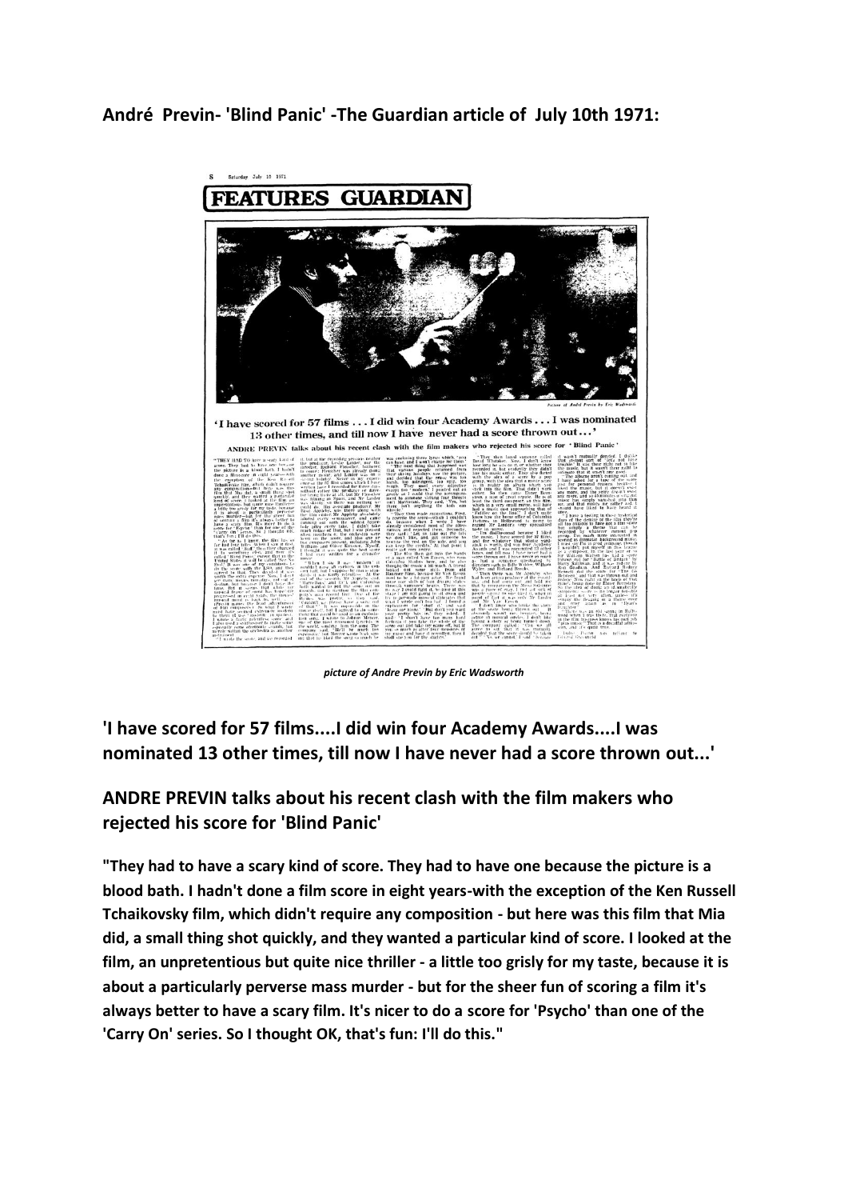**André Previn- 'Blind Panic' -The Guardian article of July 10th 1971:**

*picture of Andre Previn by Eric Wadsworth*

## 'I have scored for 57 films....I did win four Academy Awards....I was nominated 13 other times, till now I have never had a score thrown out...'

## ANDRE PREVIN talks about his recent clash with the film makers who rejected his score for 'Blind Panic'

**"They had to have a scary kind of score. They had to have one because the picture is a blood bath. I hadn't done a film score in eight years-with the exception of the Ken Russell Tchaikovsky film, which didn't require any composition - but here was this film that Mia did, a small thing shot quickly, and they wanted a particular kind of score. I looked at the film, an unpretentious but quite nice thriller - a little too grisly for my taste, because it is about a particularly perverse mass murder - but for the sheer fun of scoring a film it's always better to have a scary film. It's nicer to do a score for 'Psycho' than one of the 'Carry On' series. So I thought OK, that's fun: I'll do this."**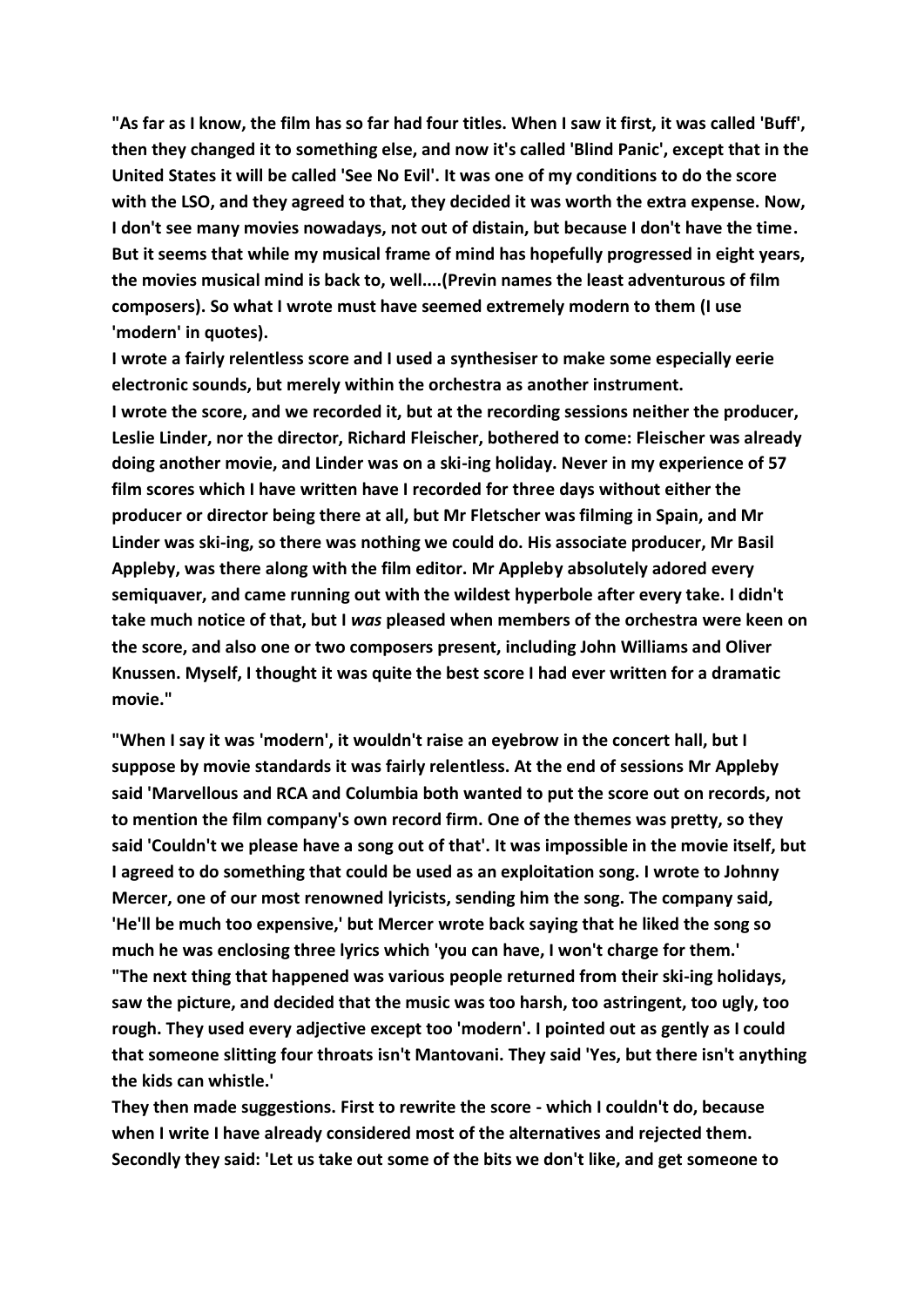**"As far as I know, the film has so far had four titles. When I saw it first, it was called 'Buff', then they changed it to something else, and now it's called 'Blind Panic', except that in the United States it will be called 'See No Evil'. It was one of my conditions to do the score with the LSO, and they agreed to that, they decided it was worth the extra expense. Now, I don't see many movies nowadays, not out of distain, but because I don't have the time. But it seems that while my musical frame of mind has hopefully progressed in eight years, the movies musical mind is back to, well....(Previn names the least adventurous of film composers). So what I wrote must have seemed extremely modern to them (I use 'modern' in quotes).**

**I wrote a fairly relentless score and I used a synthesiser to make some especially eerie electronic sounds, but merely within the orchestra as another instrument.**

**I wrote the score, and we recorded it, but at the recording sessions neither the producer, Leslie Linder, nor the director, Richard Fleischer, bothered to come: Fleischer was already doing another movie, and Linder was on a ski-ing holiday. Never in my experience of 57 film scores which I have written have I recorded for three days without either the producer or director being there at all, but Mr Fletscher was filming in Spain, and Mr Linder was ski-ing, so there was nothing we could do. His associate producer, Mr Basil Appleby, was there along with the film editor. Mr Appleby absolutely adored every semiquaver, and came running out with the wildest hyperbole after every take. I didn't take much notice of that, but I *was* pleased when members of the orchestra were keen on the score, and also one or two composers present, including John Williams and Oliver Knussen. Myself, I thought it was quite the best score I had ever written for a dramatic movie."**

**"When I say it was 'modern', it wouldn't raise an eyebrow in the concert hall, but I suppose by movie standards it was fairly relentless. At the end of sessions Mr Appleby said 'Marvellous and RCA and Columbia both wanted to put the score out on records, not to mention the film company's own record firm. One of the themes was pretty, so they said 'Couldn't we please have a song out of that'. It was impossible in the movie itself, but I agreed to do something that could be used as an exploitation song. I wrote to Johnny Mercer, one of our most renowned lyricists, sending him the song. The company said, 'He'll be much too expensive,' but Mercer wrote back saying that he liked the song so much he was enclosing three lyrics which 'you can have, I won't charge for them.'**

**"The next thing that happened was various people returned from their ski-ing holidays, saw the picture, and decided that the music was too harsh, too astringent, too ugly, too rough. They used every adjective except too 'modern'. I pointed out as gently as I could that someone slitting four throats isn't Mantovani. They said 'Yes, but there isn't anything the kids can whistle.'**

**They then made suggestions. First to rewrite the score - which I couldn't do, because when I write I have already considered most of the alternatives and rejected them. Secondly they said: 'Let us take out some of the bits we don't like, and get someone to**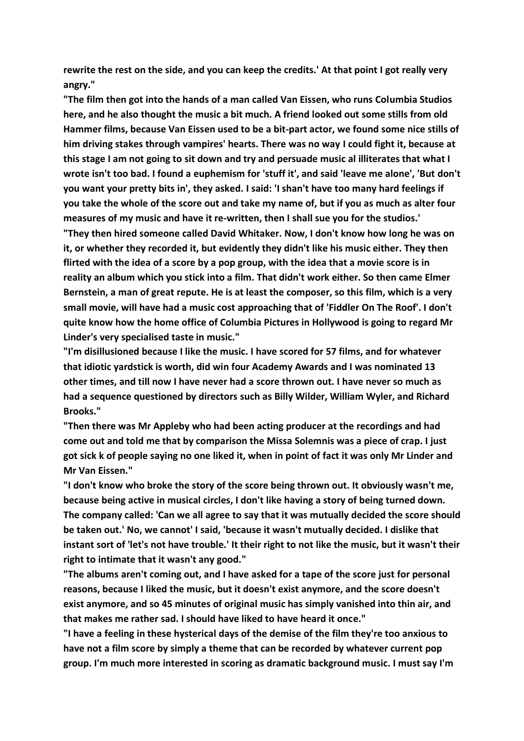**rewrite the rest on the side, and you can keep the credits.' At that point I got really very angry."**

**"The film then got into the hands of a man called Van Eissen, who runs Columbia Studios here, and he also thought the music a bit much. A friend looked out some stills from old Hammer films, because Van Eissen used to be a bit-part actor, we found some nice stills of him driving stakes through vampires' hearts. There was no way I could fight it, because at this stage I am not going to sit down and try and persuade music al illiterates that what I wrote isn't too bad. I found a euphemism for 'stuff it', and said 'leave me alone', 'But don't you want your pretty bits in', they asked. I said: 'I shan't have too many hard feelings if you take the whole of the score out and take my name of, but if you as much as alter four measures of my music and have it re-written, then I shall sue you for the studios.'**

**"They then hired someone called David Whitaker. Now, I don't know how long he was on it, or whether they recorded it, but evidently they didn't like his music either. They then flirted with the idea of a score by a pop group, with the idea that a movie score is in reality an album which you stick into a film. That didn't work either. So then came Elmer Bernstein, a man of great repute. He is at least the composer, so this film, which is a very small movie, will have had a music cost approaching that of 'Fiddler On The Roof'. I don't quite know how the home office of Columbia Pictures in Hollywood is going to regard Mr Linder's very specialised taste in music."**

**"I'm disillusioned because I like the music. I have scored for 57 films, and for whatever that idiotic yardstick is worth, did win four Academy Awards and I was nominated 13 other times, and till now I have never had a score thrown out. I have never so much as had a sequence questioned by directors such as Billy Wilder, William Wyler, and Richard Brooks."**

**"Then there was Mr Appleby who had been acting producer at the recordings and had come out and told me that by comparison the Missa Solemnis was a piece of crap. I just got sick k of people saying no one liked it, when in point of fact it was only Mr Linder and Mr Van Eissen."**

**"I don't know who broke the story of the score being thrown out. It obviously wasn't me, because being active in musical circles, I don't like having a story of being turned down. The company called: 'Can we all agree to say that it was mutually decided the score should be taken out.' No, we cannot' I said, 'because it wasn't mutually decided. I dislike that instant sort of 'let's not have trouble.' It their right to not like the music, but it wasn't their right to intimate that it wasn't any good."**

**"The albums aren't coming out, and I have asked for a tape of the score just for personal reasons, because I liked the music, but it doesn't exist anymore, and the score doesn't exist anymore, and so 45 minutes of original music has simply vanished into thin air, and that makes me rather sad. I should have liked to have heard it once."**

**"I have a feeling in these hysterical days of the demise of the film they're too anxious to have not a film score by simply a theme that can be recorded by whatever current pop group. I'm much more interested in scoring as dramatic background music. I must say I'm**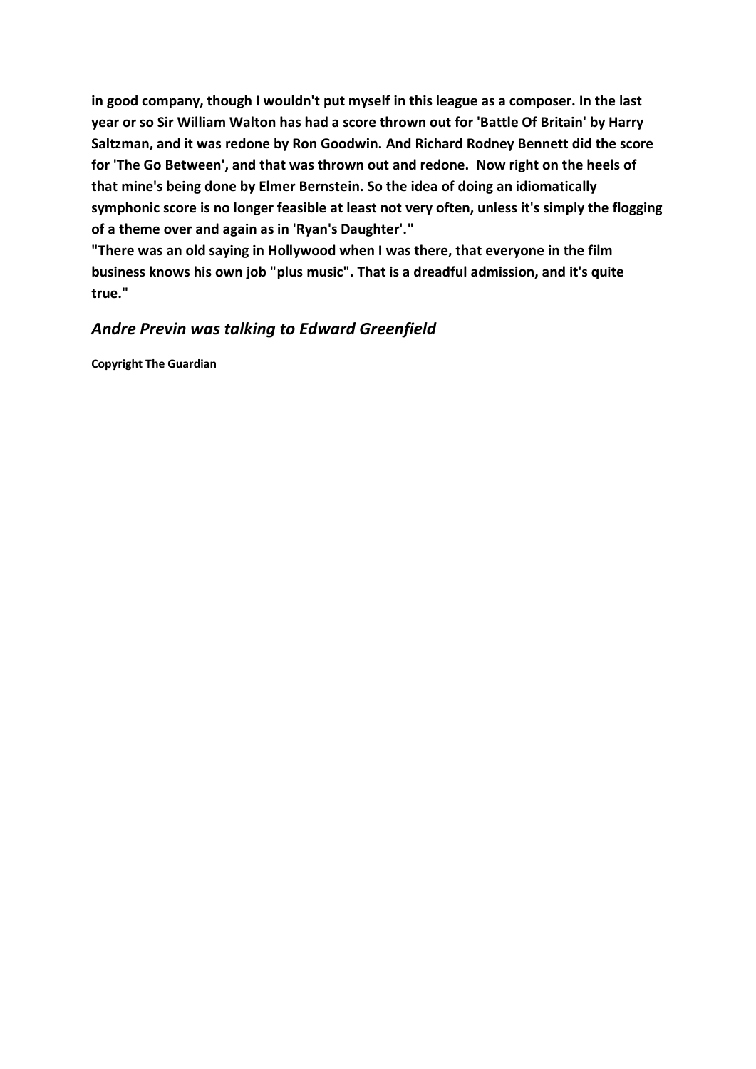**in good company, though I wouldn't put myself in this league as a composer. In the last year or so Sir William Walton has had a score thrown out for 'Battle Of Britain' by Harry Saltzman, and it was redone by Ron Goodwin. And Richard Rodney Bennett did the score for 'The Go Between', and that was thrown out and redone. Now right on the heels of that mine's being done by Elmer Bernstein. So the idea of doing an idiomatically symphonic score is no longer feasible at least not very often, unless it's simply the flogging of a theme over and again as in 'Ryan's Daughter'."**

**"There was an old saying in Hollywood when I was there, that everyone in the film business knows his own job "plus music". That is a dreadful admission, and it's quite true."**

***Andre Previn was talking to Edward Greenfield***

**Copyright The Guardian**